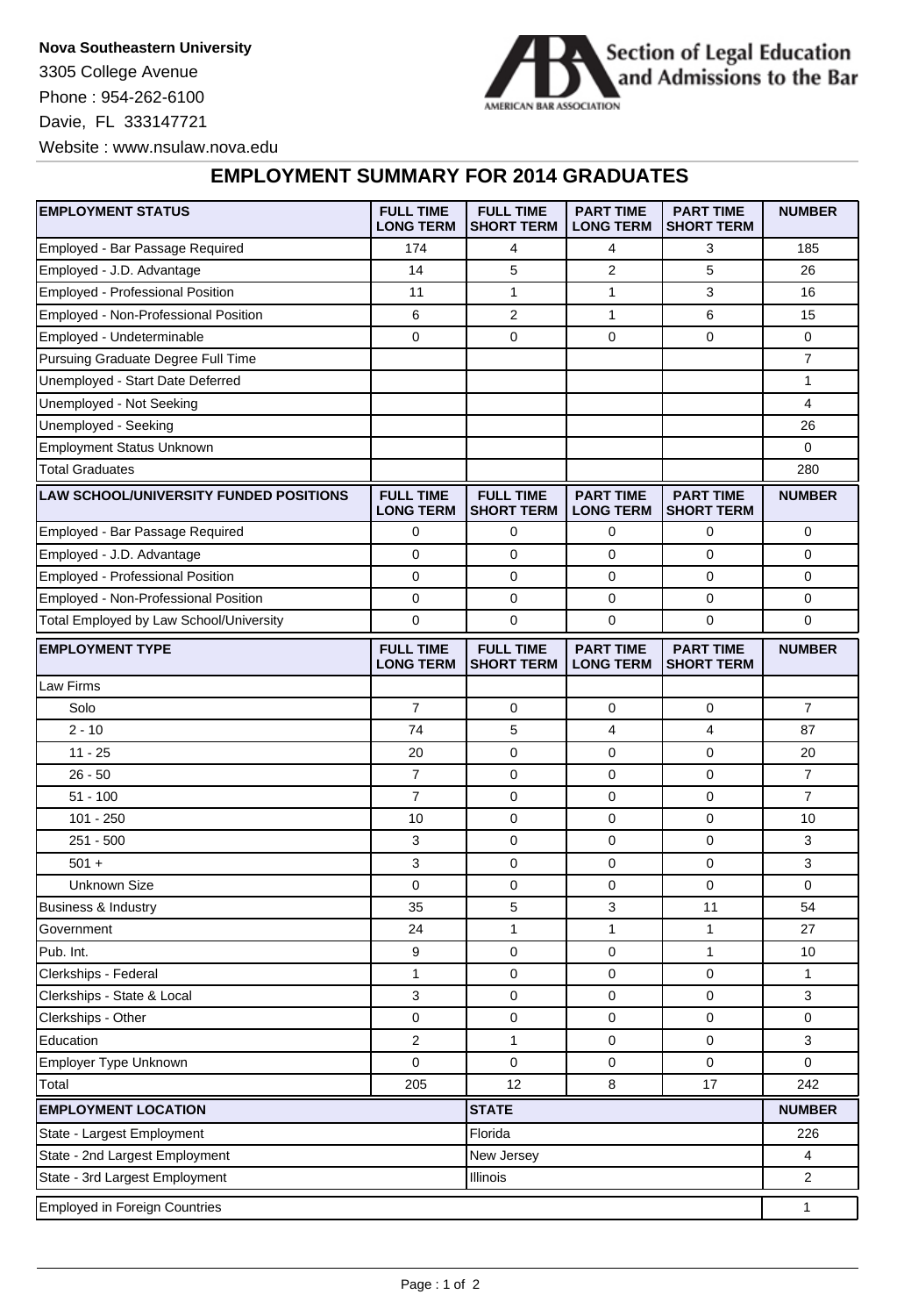**Nova Southeastern University**

3305 College Avenue

Phone : 954-262-6100

Davie, FL 333147721

Website : www.nsulaw.nova.edu

Section of Legal Education and Admissions to the Bar

AMERICAN BAR ASSOCIATION

## EMPLOYMENT SUMMARY FOR 2014 GRADUATES

| EMPLOYMENT STATUS | FULL TIME LONG TERM | FULL TIME SHORT TERM | PART TIME LONG TERM | PART TIME SHORT TERM | NUMBER |
|---|---|---|---|---|---|
| Employed - Bar Passage Required | 174 | 4 | 4 | 3 | 185 |
| Employed - J.D. Advantage | 14 | 5 | 2 | 5 | 26 |
| Employed - Professional Position | 11 | 1 | 1 | 3 | 16 |
| Employed - Non-Professional Position | 6 | 2 | 1 | 6 | 15 |
| Employed - Undeterminable | 0 | 0 | 0 | 0 | 0 |
| Pursuing Graduate Degree Full Time | | | | | 7 |
| Unemployed - Start Date Deferred | | | | | 1 |
| Unemployed - Not Seeking | | | | | 4 |
| Unemployed - Seeking | | | | | 26 |
| Employment Status Unknown | | | | | 0 |
| Total Graduates | | | | | 280 |

| LAW SCHOOL/UNIVERSITY FUNDED POSITIONS | FULL TIME LONG TERM | FULL TIME SHORT TERM | PART TIME LONG TERM | PART TIME SHORT TERM | NUMBER |
|---|---|---|---|---|---|
| Employed - Bar Passage Required | 0 | 0 | 0 | 0 | 0 |
| Employed - J.D. Advantage | 0 | 0 | 0 | 0 | 0 |
| Employed - Professional Position | 0 | 0 | 0 | 0 | 0 |
| Employed - Non-Professional Position | 0 | 0 | 0 | 0 | 0 |
| Total Employed by Law School/University | 0 | 0 | 0 | 0 | 0 |

| EMPLOYMENT TYPE | FULL TIME LONG TERM | FULL TIME SHORT TERM | PART TIME LONG TERM | PART TIME SHORT TERM | NUMBER |
|---|---|---|---|---|---|
| Law Firms | | | | | |
| Solo | 7 | 0 | 0 | 0 | 7 |
| 2 - 10 | 74 | 5 | 4 | 4 | 87 |
| 11 - 25 | 20 | 0 | 0 | 0 | 20 |
| 26 - 50 | 7 | 0 | 0 | 0 | 7 |
| 51 - 100 | 7 | 0 | 0 | 0 | 7 |
| 101 - 250 | 10 | 0 | 0 | 0 | 10 |
| 251 - 500 | 3 | 0 | 0 | 0 | 3 |
| 501 + | 3 | 0 | 0 | 0 | 3 |
| Unknown Size | 0 | 0 | 0 | 0 | 0 |
| Business & Industry | 35 | 5 | 3 | 11 | 54 |
| Government | 24 | 1 | 1 | 1 | 27 |
| Pub. Int. | 9 | 0 | 0 | 1 | 10 |
| Clerkships - Federal | 1 | 0 | 0 | 0 | 1 |
| Clerkships - State & Local | 3 | 0 | 0 | 0 | 3 |
| Clerkships - Other | 0 | 0 | 0 | 0 | 0 |
| Education | 2 | 1 | 0 | 0 | 3 |
| Employer Type Unknown | 0 | 0 | 0 | 0 | 0 |
| Total | 205 | 12 | 8 | 17 | 242 |

| EMPLOYMENT LOCATION | STATE | NUMBER |
|---|---|---|
| State - Largest Employment | Florida | 226 |
| State - 2nd Largest Employment | New Jersey | 4 |
| State - 3rd Largest Employment | Illinois | 2 |

| Employed in Foreign Countries | 1 |
|---|---|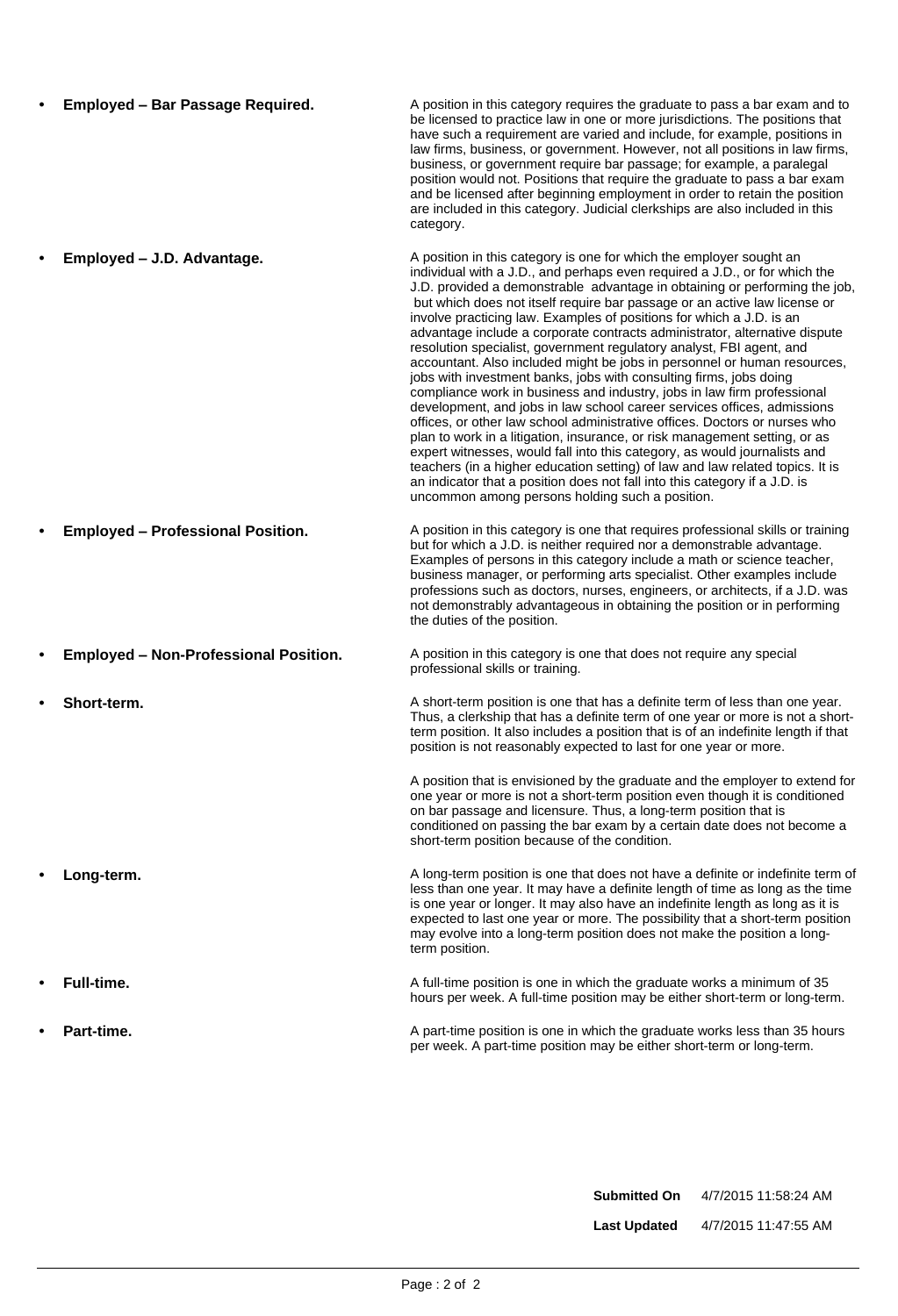- **Employed – Bar Passage Required.** A position in this category requires the graduate to pass a bar exam and to be licensed to practice law in one or more jurisdictions. The positions that have such a requirement are varied and include, for example, positions in law firms, business, or government. However, not all positions in law firms, business, or government require bar passage; for example, a paralegal position would not. Positions that require the graduate to pass a bar exam and be licensed after beginning employment in order to retain the position are included in this category. Judicial clerkships are also included in this category.

- **Employed – J.D. Advantage.** A position in this category is one for which the employer sought an individual with a J.D., and perhaps even required a J.D., or for which the J.D. provided a demonstrable advantage in obtaining or performing the job, but which does not itself require bar passage or an active law license or involve practicing law. Examples of positions for which a J.D. is an advantage include a corporate contracts administrator, alternative dispute resolution specialist, government regulatory analyst, FBI agent, and accountant. Also included might be jobs in personnel or human resources, jobs with investment banks, jobs with consulting firms, jobs doing compliance work in business and industry, jobs in law firm professional development, and jobs in law school career services offices, admissions offices, or other law school administrative offices. Doctors or nurses who plan to work in a litigation, insurance, or risk management setting, or as expert witnesses, would fall into this category, as would journalists and teachers (in a higher education setting) of law and law related topics. It is an indicator that a position does not fall into this category if a J.D. is uncommon among persons holding such a position.

- **Employed – Professional Position.** A position in this category is one that requires professional skills or training but for which a J.D. is neither required nor a demonstrable advantage. Examples of persons in this category include a math or science teacher, business manager, or performing arts specialist. Other examples include professions such as doctors, nurses, engineers, or architects, if a J.D. was not demonstrably advantageous in obtaining the position or in performing the duties of the position.

- **Employed – Non-Professional Position.** A position in this category is one that does not require any special professional skills or training.

- **Short-term.** A short-term position is one that has a definite term of less than one year. Thus, a clerkship that has a definite term of one year or more is not a short-term position. It also includes a position that is of an indefinite length if that position is not reasonably expected to last for one year or more.

  A position that is envisioned by the graduate and the employer to extend for one year or more is not a short-term position even though it is conditioned on bar passage and licensure. Thus, a long-term position that is conditioned on passing the bar exam by a certain date does not become a short-term position because of the condition.

- **Long-term.** A long-term position is one that does not have a definite or indefinite term of less than one year. It may have a definite length of time as long as the time is one year or longer. It may also have an indefinite length as long as it is expected to last one year or more. The possibility that a short-term position may evolve into a long-term position does not make the position a long-term position.

- **Full-time.** A full-time position is one in which the graduate works a minimum of 35 hours per week. A full-time position may be either short-term or long-term.

- **Part-time.** A part-time position is one in which the graduate works less than 35 hours per week. A part-time position may be either short-term or long-term.

**Submitted On** 4/7/2015 11:58:24 AM

**Last Updated** 4/7/2015 11:47:55 AM